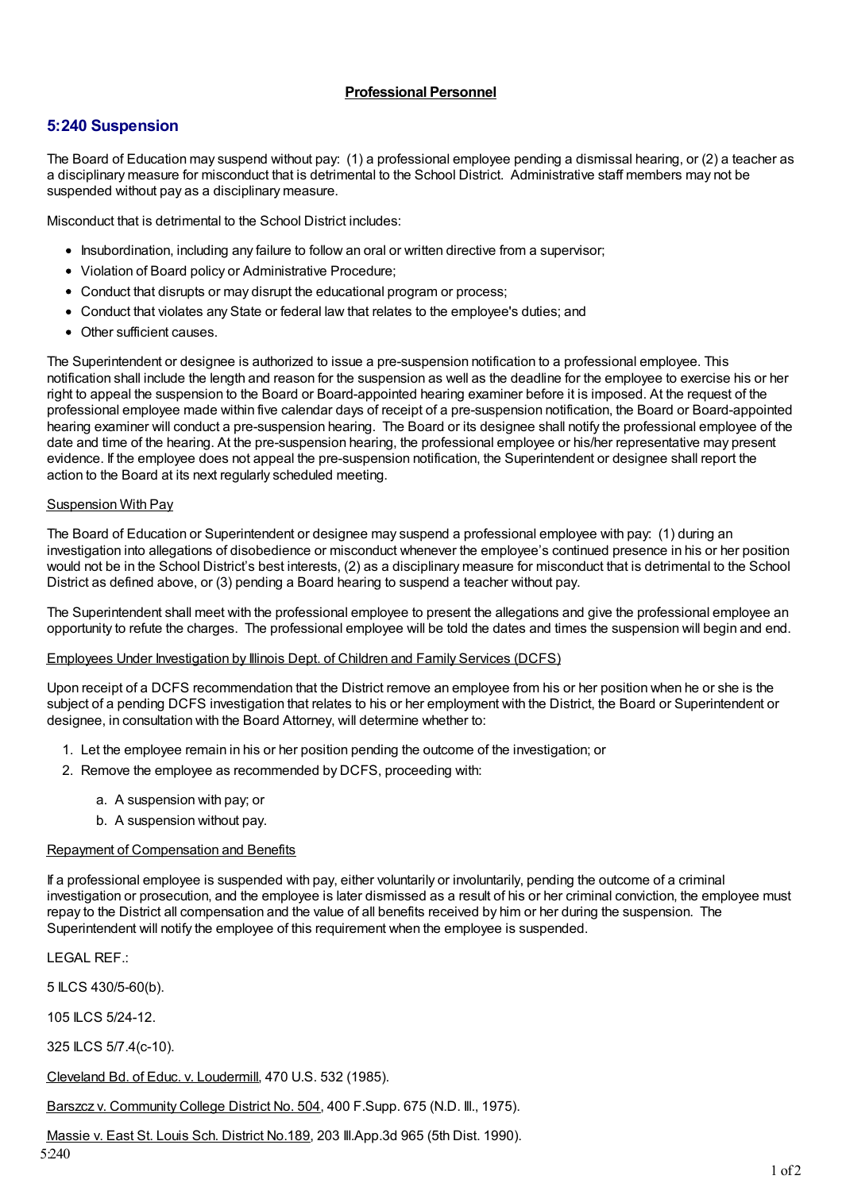**Professional Personnel**

## 5:240 Suspension

The Board of Education may suspend without pay: (1) a professional employee pending a dismissal hearing, or (2) a teacher as a disciplinary measure for misconduct that is detrimental to the School District. Administrative staff members may not be suspended without pay as a disciplinary measure.

Misconduct that is detrimental to the School District includes:

- Insubordination, including any failure to follow an oral or written directive from a supervisor;
- Violation of Board policy or Administrative Procedure;
- Conduct that disrupts or may disrupt the educational program or process;
- Conduct that violates any State or federal law that relates to the employee's duties; and
- Other sufficient causes.

The Superintendent or designee is authorized to issue a pre-suspension notification to a professional employee. This notification shall include the length and reason for the suspension as well as the deadline for the employee to exercise his or her right to appeal the suspension to the Board or Board-appointed hearing examiner before it is imposed. At the request of the professional employee made within five calendar days of receipt of a pre-suspension notification, the Board or Board-appointed hearing examiner will conduct a pre-suspension hearing. The Board or its designee shall notify the professional employee of the date and time of the hearing. At the pre-suspension hearing, the professional employee or his/her representative may present evidence. If the employee does not appeal the pre-suspension notification, the Superintendent or designee shall report the action to the Board at its next regularly scheduled meeting.

Suspension With Pay

The Board of Education or Superintendent or designee may suspend a professional employee with pay: (1) during an investigation into allegations of disobedience or misconduct whenever the employee's continued presence in his or her position would not be in the School District's best interests, (2) as a disciplinary measure for misconduct that is detrimental to the School District as defined above, or (3) pending a Board hearing to suspend a teacher without pay.

The Superintendent shall meet with the professional employee to present the allegations and give the professional employee an opportunity to refute the charges. The professional employee will be told the dates and times the suspension will begin and end.

Employees Under Investigation by Illinois Dept. of Children and Family Services (DCFS)

Upon receipt of a DCFS recommendation that the District remove an employee from his or her position when he or she is the subject of a pending DCFS investigation that relates to his or her employment with the District, the Board or Superintendent or designee, in consultation with the Board Attorney, will determine whether to:

1. Let the employee remain in his or her position pending the outcome of the investigation; or
2. Remove the employee as recommended by DCFS, proceeding with:
    a. A suspension with pay; or
    b. A suspension without pay.

Repayment of Compensation and Benefits

If a professional employee is suspended with pay, either voluntarily or involuntarily, pending the outcome of a criminal investigation or prosecution, and the employee is later dismissed as a result of his or her criminal conviction, the employee must repay to the District all compensation and the value of all benefits received by him or her during the suspension. The Superintendent will notify the employee of this requirement when the employee is suspended.

LEGAL REF.:

5 ILCS 430/5-60(b).

105 ILCS 5/24-12.

325 ILCS 5/7.4(c-10).

Cleveland Bd. of Educ. v. Loudermill, 470 U.S. 532 (1985).

Barszcz v. Community College District No. 504, 400 F.Supp. 675 (N.D. Ill., 1975).

Massie v. East St. Louis Sch. District No.189, 203 Ill.App.3d 965 (5th Dist. 1990).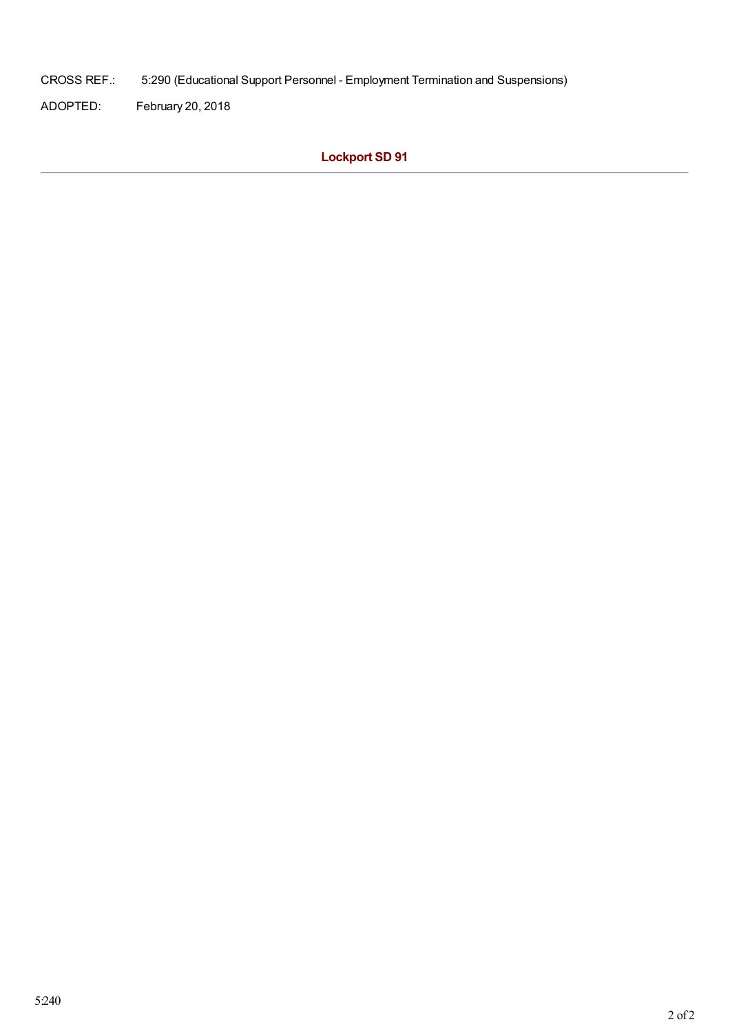CROSS REF.: 5:290 (Educational Support Personnel - Employment Termination and Suspensions)

ADOPTED: February 20, 2018

**Lockport SD 91**

---